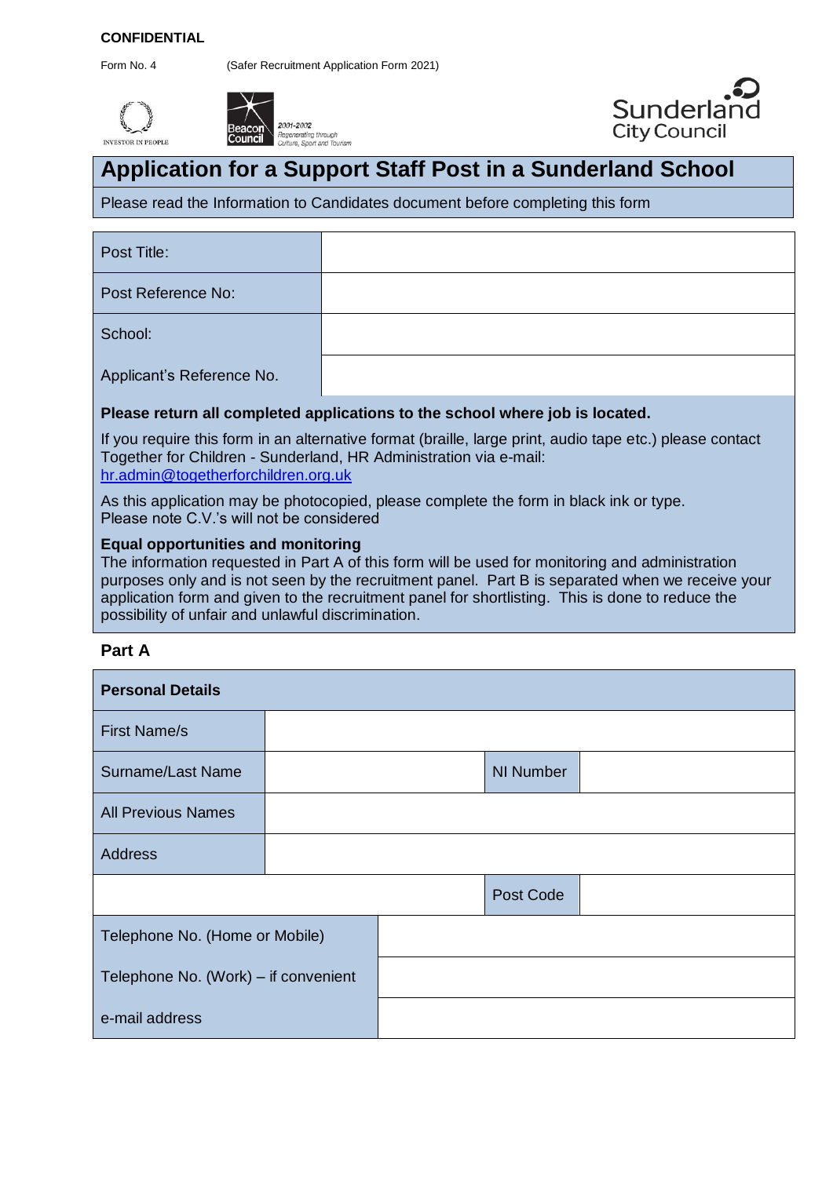**CONFIDENTIAL**

Form No. 4 (Safer Recruitment Application Form 2021)

INVESTOR IN PEOPLE

Beacon Council 2001-2002 Regenerating through Culture, Sport and Tourism

Sunderland City Council

# Application for a Support Staff Post in a Sunderland School

Please read the Information to Candidates document before completing this form

| Post Title: | |
|---|---|
| Post Reference No: | |
| School: | |
| Applicant's Reference No. | |

**Please return all completed applications to the school where job is located.**

If you require this form in an alternative format (braille, large print, audio tape etc.) please contact Together for Children - Sunderland, HR Administration via e-mail: hr.admin@togetherforchildren.org.uk

As this application may be photocopied, please complete the form in black ink or type.
Please note C.V.'s will not be considered

**Equal opportunities and monitoring**
The information requested in Part A of this form will be used for monitoring and administration purposes only and is not seen by the recruitment panel. Part B is separated when we receive your application form and given to the recruitment panel for shortlisting. This is done to reduce the possibility of unfair and unlawful discrimination.

## Part A

| **Personal Details** | | | |
|---|---|---|---|
| First Name/s | | | |
| Surname/Last Name | | NI Number | |
| All Previous Names | | | |
| Address | | | |
| | | Post Code | |
| Telephone No. (Home or Mobile) | | | |
| Telephone No. (Work) – if convenient | | | |
| e-mail address | | | |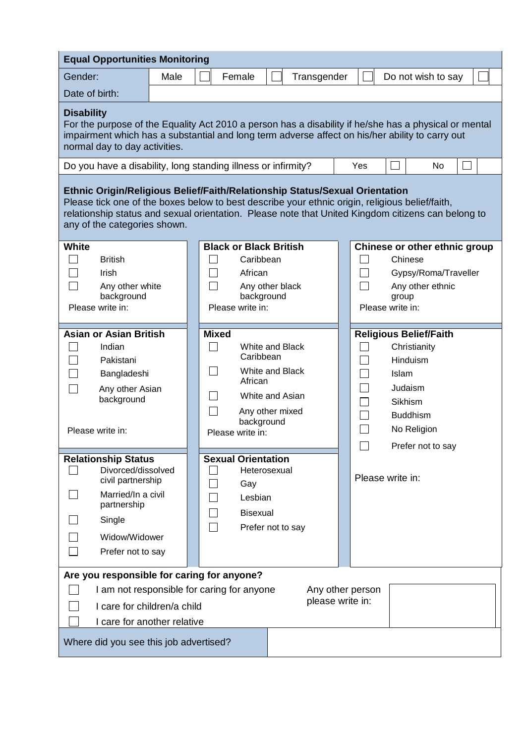## Equal Opportunities Monitoring

| Gender: | Male | ☐ | Female | ☐ | Transgender | ☐ | Do not wish to say | ☐ |
|---|---|---|---|---|---|---|---|---|
| Date of birth: | | | | | | | | |

### Disability

For the purpose of the Equality Act 2010 a person has a disability if he/she has a physical or mental impairment which has a substantial and long term adverse affect on his/her ability to carry out normal day to day activities.

| Do you have a disability, long standing illness or infirmity? | Yes | ☐ | No | ☐ |
|---|---|---|---|---|

### Ethnic Origin/Religious Belief/Faith/Relationship Status/Sexual Orientation

Please tick one of the boxes below to best describe your ethnic origin, religious belief/faith, relationship status and sexual orientation. Please note that United Kingdom citizens can belong to any of the categories shown.

**White**

- ☐ British
- ☐ Irish
- ☐ Any other white background

Please write in:

**Black or Black British**

- ☐ Caribbean
- ☐ African
- ☐ Any other black background

Please write in:

**Chinese or other ethnic group**

- ☐ Chinese
- ☐ Gypsy/Roma/Traveller
- ☐ Any other ethnic group

Please write in:

**Asian or Asian British**

- ☐ Indian
- ☐ Pakistani
- ☐ Bangladeshi
- ☐ Any other Asian background

Please write in:

**Mixed**

- ☐ White and Black Caribbean
- ☐ White and Black African
- ☐ White and Asian
- ☐ Any other mixed background

Please write in:

**Religious Belief/Faith**

- ☐ Christianity
- ☐ Hinduism
- ☐ Islam
- ☐ Judaism
- ☐ Sikhism
- ☐ Buddhism
- ☐ No Religion
- ☐ Prefer not to say

Please write in:

**Relationship Status**

- ☐ Divorced/dissolved civil partnership
- ☐ Married/In a civil partnership
- ☐ Single
- ☐ Widow/Widower
- ☐ Prefer not to say

**Sexual Orientation**

- ☐ Heterosexual
- ☐ Gay
- ☐ Lesbian
- ☐ Bisexual
- ☐ Prefer not to say

### Are you responsible for caring for anyone?

- ☐ I am not responsible for caring for anyone
- ☐ I care for children/a child
- ☐ I care for another relative

Any other person please write in:

| Where did you see this job advertised? | |
|---|---|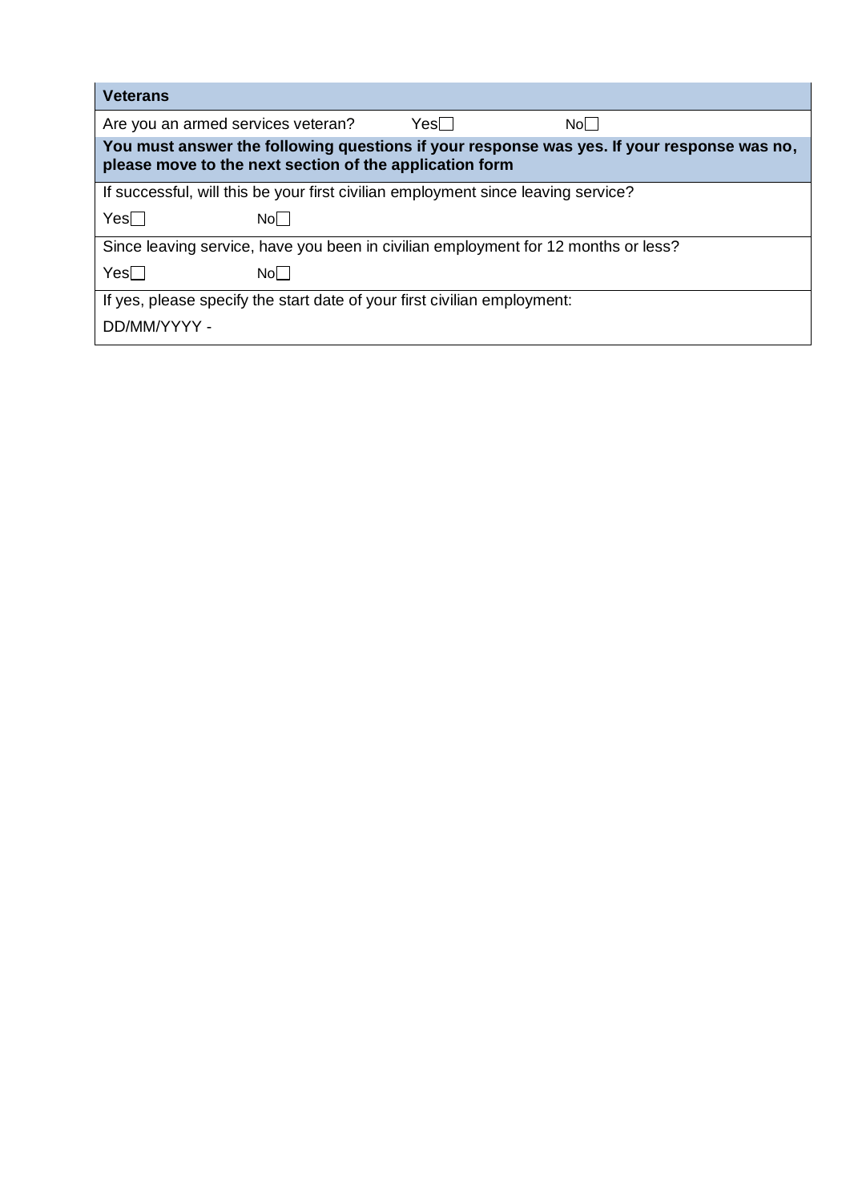| **Veterans** | | |
|---|---|---|
| Are you an armed services veteran? | Yes☐ | No☐ |
| **You must answer the following questions if your response was yes. If your response was no, please move to the next section of the application form** | | |
| If successful, will this be your first civilian employment since leaving service? | | |
| Yes☐ | No☐ | |
| Since leaving service, have you been in civilian employment for 12 months or less? | | |
| Yes☐ | No☐ | |
| If yes, please specify the start date of your first civilian employment: | | |
| DD/MM/YYYY - | | |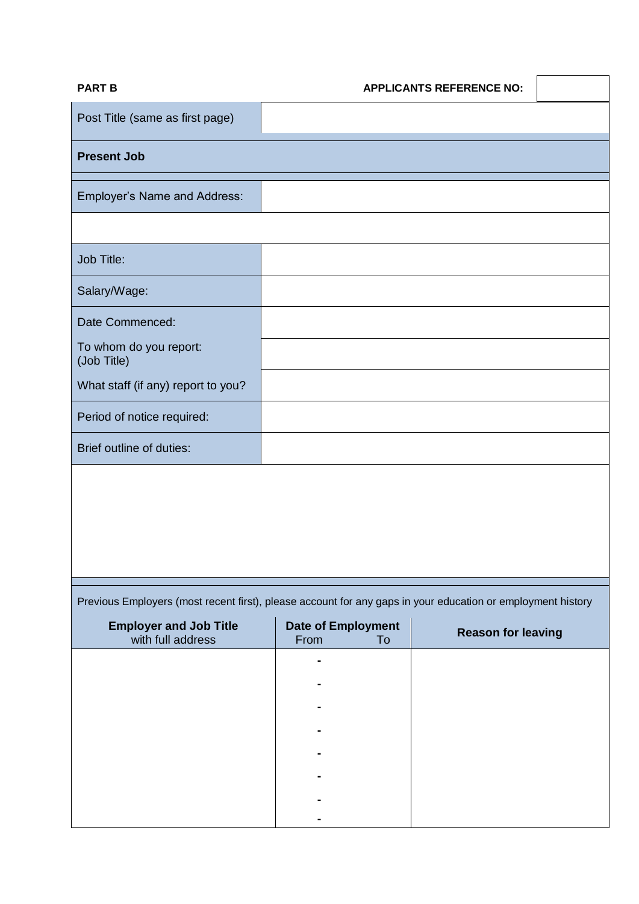**PART B** **APPLICANTS REFERENCE NO:**

| Post Title (same as first page) | |
|---|---|

**Present Job**

| Employer's Name and Address: | |
|---|---|
| | |
| Job Title: | |
| Salary/Wage: | |
| Date Commenced: | |
| To whom do you report: (Job Title) | |
| What staff (if any) report to you? | |
| Period of notice required: | |
| Brief outline of duties: | |
| | |

Previous Employers (most recent first), please account for any gaps in your education or employment history

| **Employer and Job Title** with full address | **Date of Employment** From - To | **Reason for leaving** |
|---|---|---|
| | - | |
| | - | |
| | - | |
| | - | |
| | - | |
| | - | |
| | - | |
| | - | |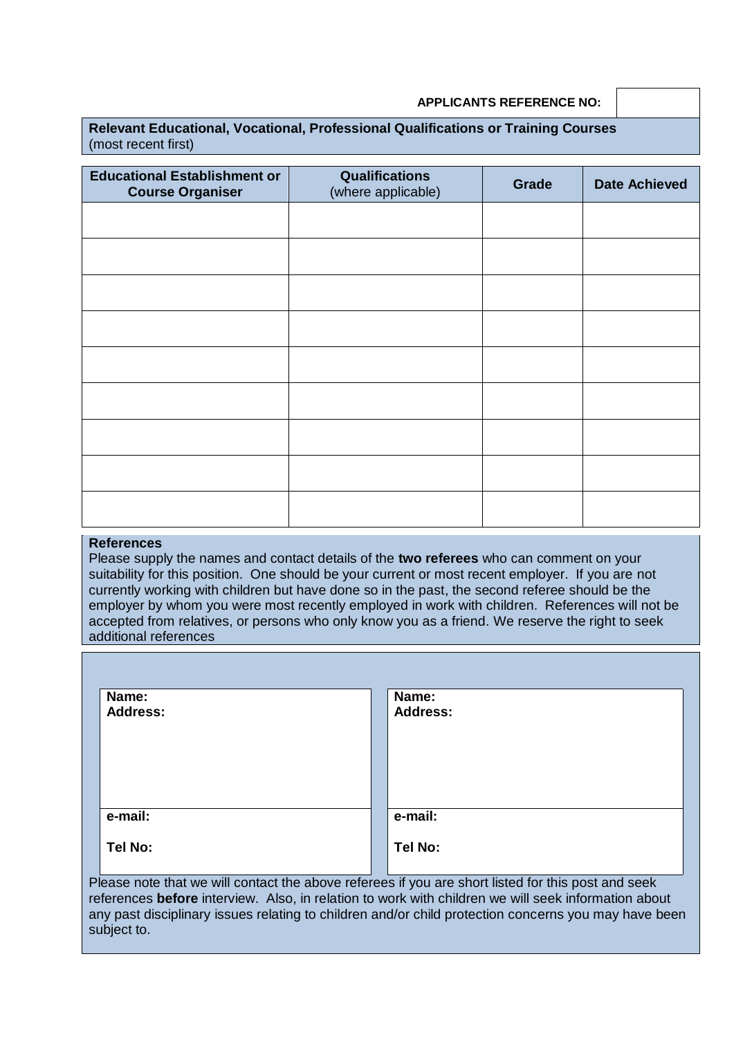**APPLICANTS REFERENCE NO:**

**Relevant Educational, Vocational, Professional Qualifications or Training Courses**
(most recent first)

| **Educational Establishment or Course Organiser** | **Qualifications** (where applicable) | **Grade** | **Date Achieved** |
|---|---|---|---|
| | | | |
| | | | |
| | | | |
| | | | |
| | | | |
| | | | |
| | | | |
| | | | |
| | | | |

**References**

Please supply the names and contact details of the **two referees** who can comment on your suitability for this position. One should be your current or most recent employer. If you are not currently working with children but have done so in the past, the second referee should be the employer by whom you were most recently employed in work with children. References will not be accepted from relatives, or persons who only know you as a friend. We reserve the right to seek additional references

| | |
|---|---|
| **Name:**<br>**Address:** | **Name:**<br>**Address:** |
| **e-mail:**<br><br>**Tel No:** | **e-mail:**<br><br>**Tel No:** |

Please note that we will contact the above referees if you are short listed for this post and seek references **before** interview. Also, in relation to work with children we will seek information about any past disciplinary issues relating to children and/or child protection concerns you may have been subject to.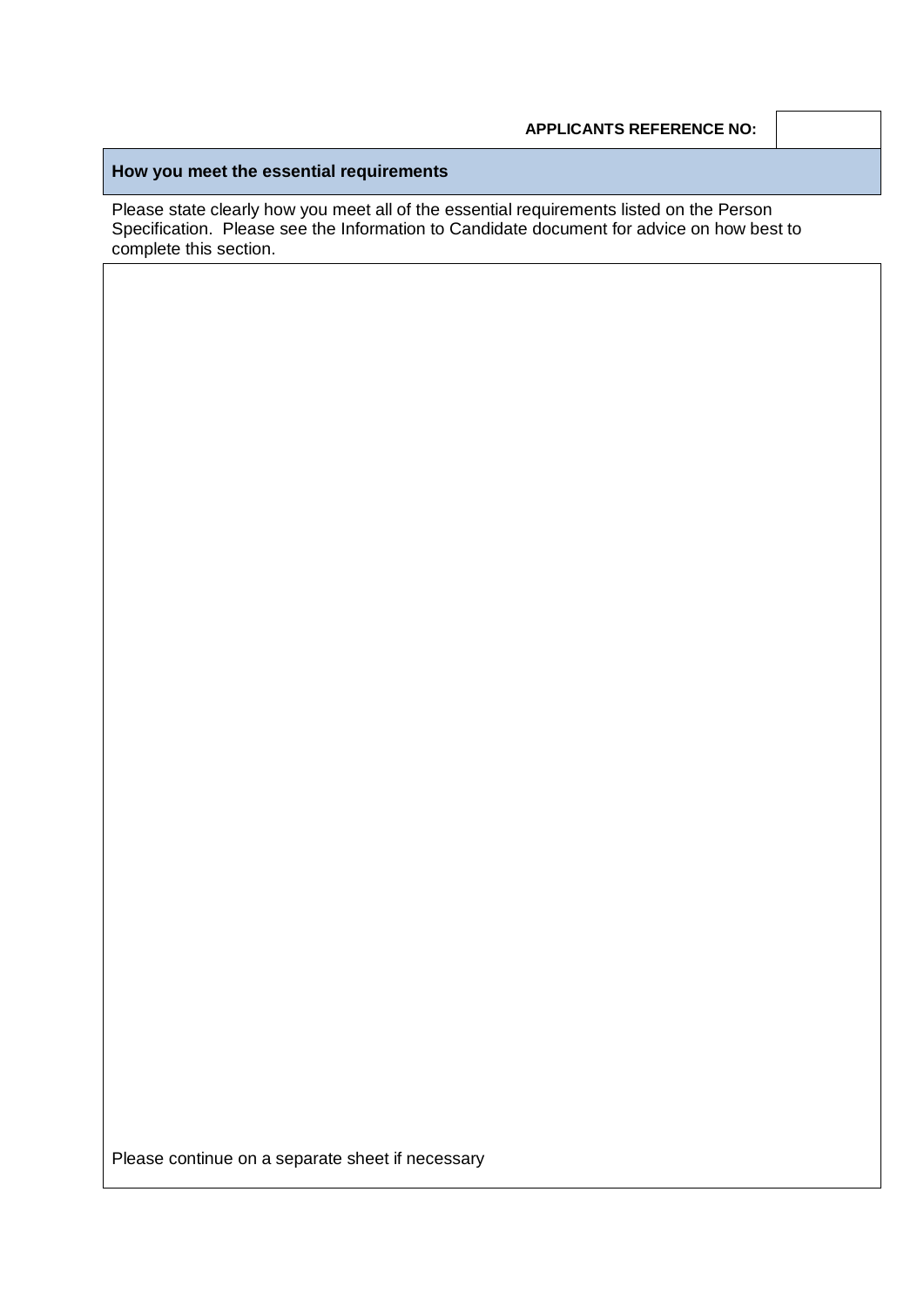| APPLICANTS REFERENCE NO: | |
|---|---|

## How you meet the essential requirements

Please state clearly how you meet all of the essential requirements listed on the Person Specification. Please see the Information to Candidate document for advice on how best to complete this section.

Please continue on a separate sheet if necessary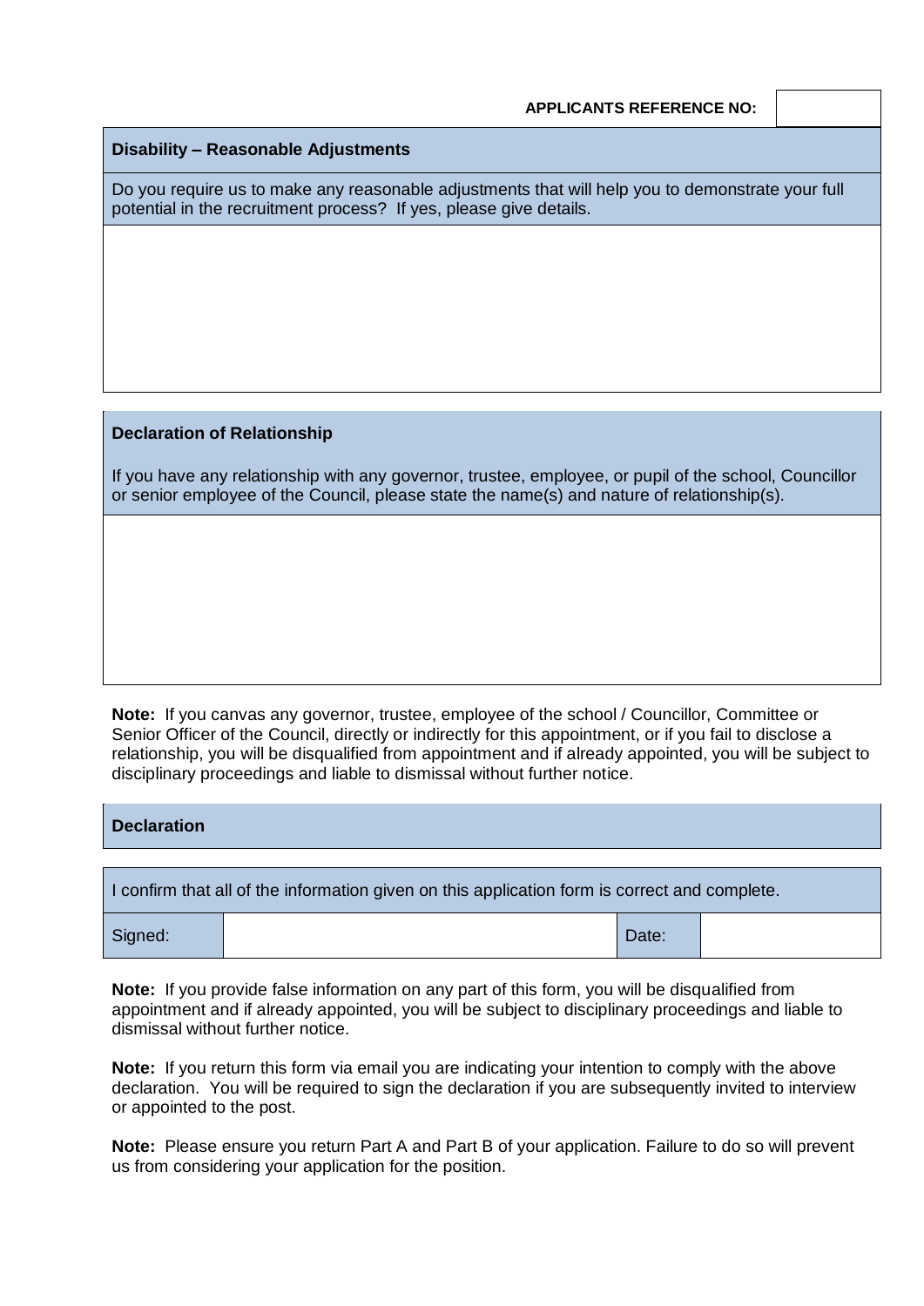**APPLICANTS REFERENCE NO:** 

| Disability – Reasonable Adjustments |
| --- |
| Do you require us to make any reasonable adjustments that will help you to demonstrate your full potential in the recruitment process? If yes, please give details. |
| |

| Declaration of Relationship |
| --- |
| If you have any relationship with any governor, trustee, employee, or pupil of the school, Councillor or senior employee of the Council, please state the name(s) and nature of relationship(s). |
| |

**Note:** If you canvas any governor, trustee, employee of the school / Councillor, Committee or Senior Officer of the Council, directly or indirectly for this appointment, or if you fail to disclose a relationship, you will be disqualified from appointment and if already appointed, you will be subject to disciplinary proceedings and liable to dismissal without further notice.

**Declaration**

| I confirm that all of the information given on this application form is correct and complete. | | | |
| --- | --- | --- | --- |
| Signed: | | Date: | |

**Note:** If you provide false information on any part of this form, you will be disqualified from appointment and if already appointed, you will be subject to disciplinary proceedings and liable to dismissal without further notice.

**Note:** If you return this form via email you are indicating your intention to comply with the above declaration. You will be required to sign the declaration if you are subsequently invited to interview or appointed to the post.

**Note:** Please ensure you return Part A and Part B of your application. Failure to do so will prevent us from considering your application for the position.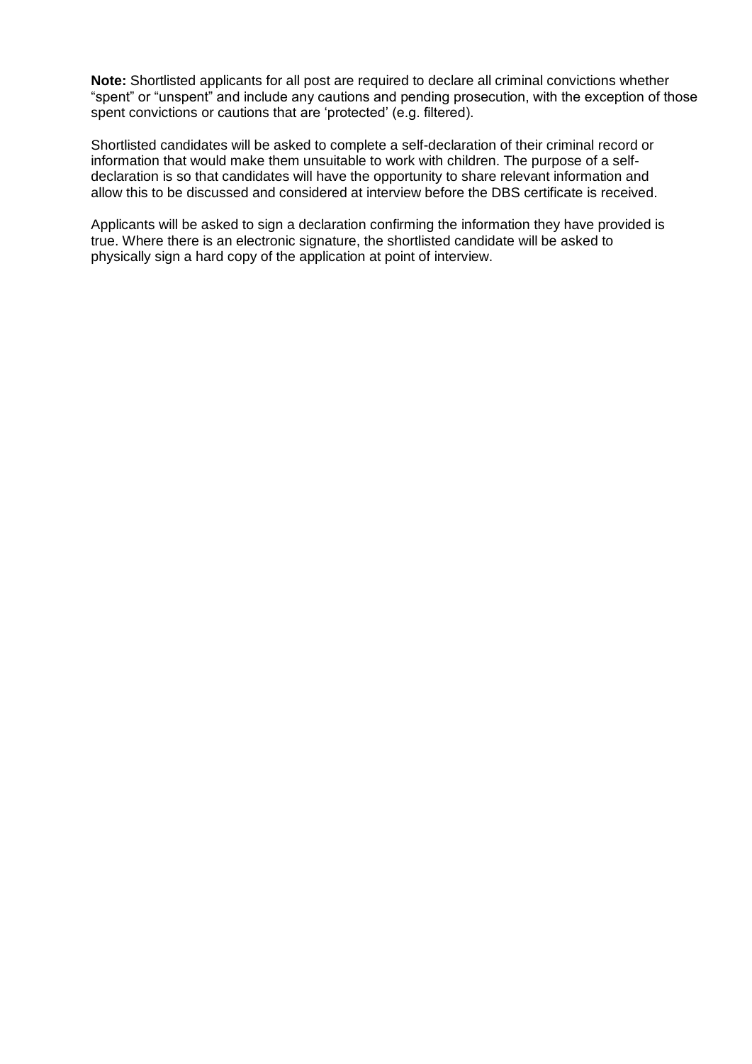**Note:** Shortlisted applicants for all post are required to declare all criminal convictions whether "spent" or "unspent" and include any cautions and pending prosecution, with the exception of those spent convictions or cautions that are 'protected' (e.g. filtered).

Shortlisted candidates will be asked to complete a self-declaration of their criminal record or information that would make them unsuitable to work with children. The purpose of a self-declaration is so that candidates will have the opportunity to share relevant information and allow this to be discussed and considered at interview before the DBS certificate is received.

Applicants will be asked to sign a declaration confirming the information they have provided is true. Where there is an electronic signature, the shortlisted candidate will be asked to physically sign a hard copy of the application at point of interview.